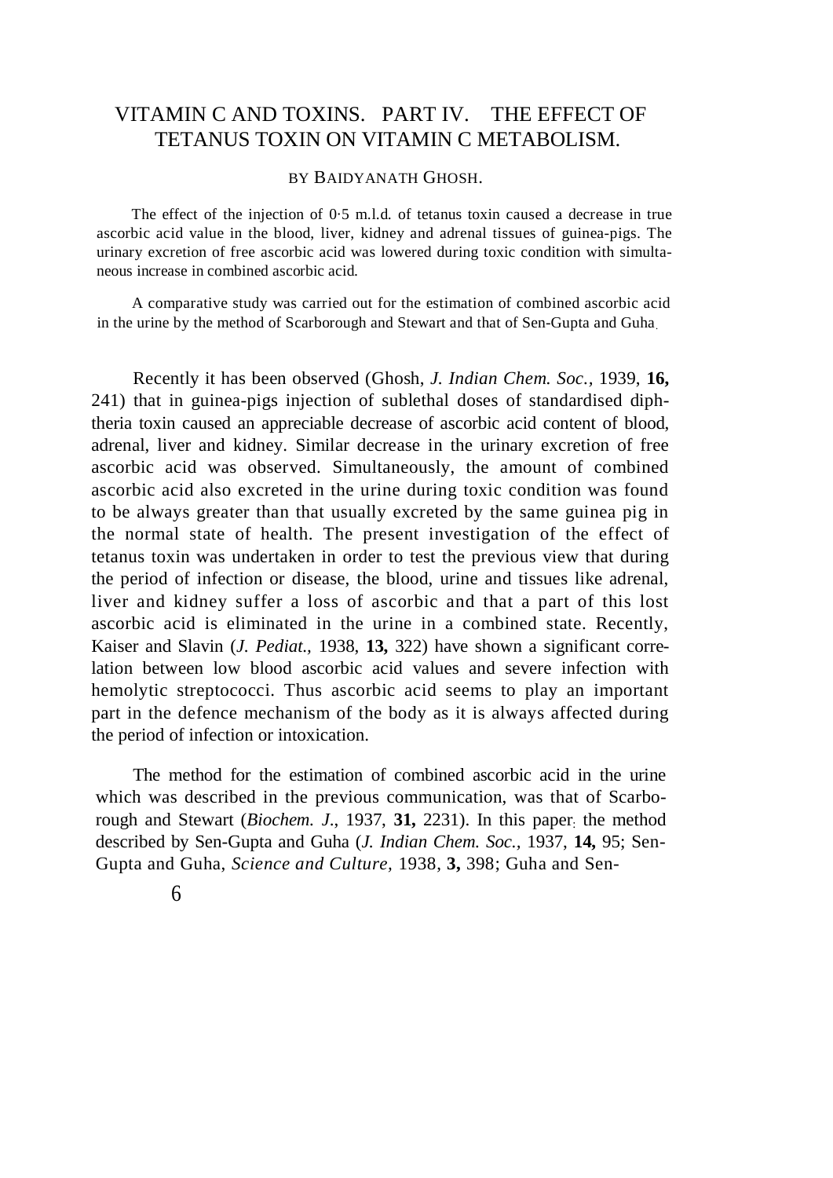# VITAMIN C AND TOXINS. PART IV. THE EFFECT OF TETANUS TOXIN ON VITAMIN C METABOLISM.

BY BAIDYANATH GHOSH.

The effect of the injection of 0·5 m.l.d. of tetanus toxin caused a decrease in true ascorbic acid value in the blood, liver, kidney and adrenal tissues of guinea-pigs. The urinary excretion of free ascorbic acid was lowered during toxic condition with simultaneous increase in combined ascorbic acid.

A comparative study was carried out for the estimation of combined ascorbic acid in the urine by the method of Scarborough and Stewart and that of Sen-Gupta and Guha.

Recently it has been observed (Ghosh, *J. Indian Chem. Soc.*, 1939, **16,** 241) that in guinea-pigs injection of sublethal doses of standardised diphtheria toxin caused an appreciable decrease of ascorbic acid content of blood, adrenal, liver and kidney. Similar decrease in the urinary excretion of free ascorbic acid was observed. Simultaneously, the amount of combined ascorbic acid also excreted in the urine during toxic condition was found to be always greater than that usually excreted by the same guinea pig in the normal state of health. The present investigation of the effect of tetanus toxin was undertaken in order to test the previous view that during the period of infection or disease, the blood, urine and tissues like adrenal, liver and kidney suffer a loss of ascorbic and that a part of this lost ascorbic acid is eliminated in the urine in a combined state. Recently, Kaiser and Slavin (*J. Pediat.*, 1938, **13,** 322) have shown a significant correlation between low blood ascorbic acid values and severe infection with hemolytic streptococci. Thus ascorbic acid seems to play an important part in the defence mechanism of the body as it is always affected during the period of infection or intoxication.

The method for the estimation of combined ascorbic acid in the urine which was described in the previous communication, was that of Scarborough and Stewart (*Biochem. J.*, 1937, **31,** 2231). In this paper the method described by Sen-Gupta and Guha (*J. Indian Chem. Soc.*, 1937, **14,** 95; Sen-Gupta and Guha, *Science and Culture,* 1938, **3,** 398; Guha and Sen-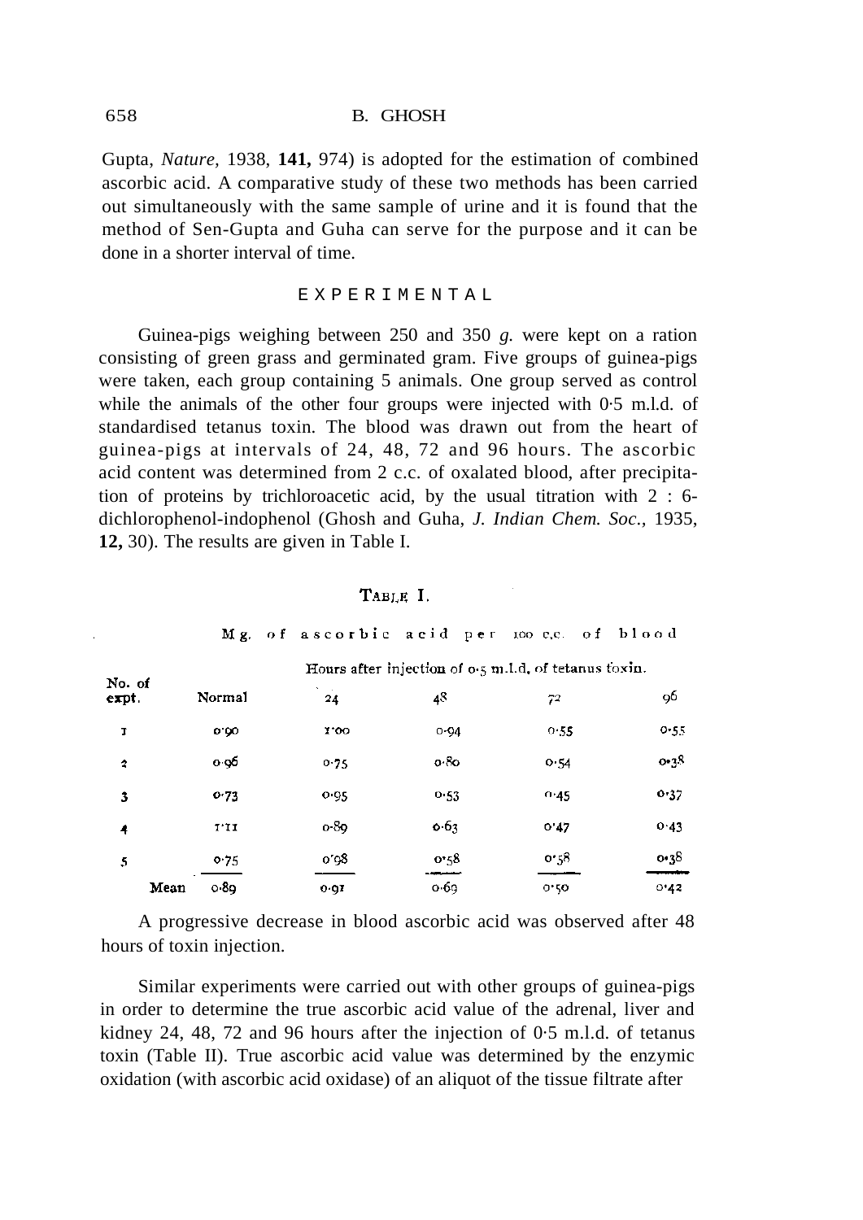Gupta, *Nature*, 1938, **141,** 974) is adopted for the estimation of combined ascorbic acid. A comparative study of these two methods has been carried out simultaneously with the same sample of urine and it is found that the method of Sen-Gupta and Guha can serve for the purpose and it can be done in a shorter interval of time.

## EXPERIMENTAL

Guinea-pigs weighing between 250 and 350 *g.* were kept on a ration consisting of green grass and germinated gram. Five groups of guinea-pigs were taken, each group containing 5 animals. One group served as control while the animals of the other four groups were injected with 0·5 m.l.d. of standardised tetanus toxin. The blood was drawn out from the heart of guinea-pigs at intervals of 24, 48, 72 and 96 hours. The ascorbic acid content was determined from 2 c.c. of oxalated blood, after precipitation of proteins by trichloroacetic acid, by the usual titration with 2 : 6-dichlorophenol-indophenol (Ghosh and Guha, *J. Indian Chem. Soc.,* 1935, **12,** 30). The results are given in Table I.

TABLE I.

Mg. of ascorbic acid per 100 c.c. of blood

| No. of expt. | Normal | Hours after injection of 0·5 m.l.d. of tetanus toxin. | | | |
|---|---|---|---|---|---|
| | | 24 | 48 | 72 | 96 |
| 1 | 0·90 | 1·00 | 0·94 | 0·55 | 0·55 |
| 2 | 0·96 | 0·75 | 0·80 | 0·54 | 0·38 |
| 3 | 0·73 | 0·95 | 0·53 | 0·45 | 0·37 |
| 4 | 1·11 | 0·89 | 0·63 | 0·47 | 0·43 |
| 5 | 0·75 | 0·98 | 0·58 | 0·58 | 0·38 |
| Mean | 0·89 | 0·91 | 0·69 | 0·50 | 0·42 |

A progressive decrease in blood ascorbic acid was observed after 48 hours of toxin injection.

Similar experiments were carried out with other groups of guinea-pigs in order to determine the true ascorbic acid value of the adrenal, liver and kidney 24, 48, 72 and 96 hours after the injection of 0·5 m.l.d. of tetanus toxin (Table II). True ascorbic acid value was determined by the enzymic oxidation (with ascorbic acid oxidase) of an aliquot of the tissue filtrate after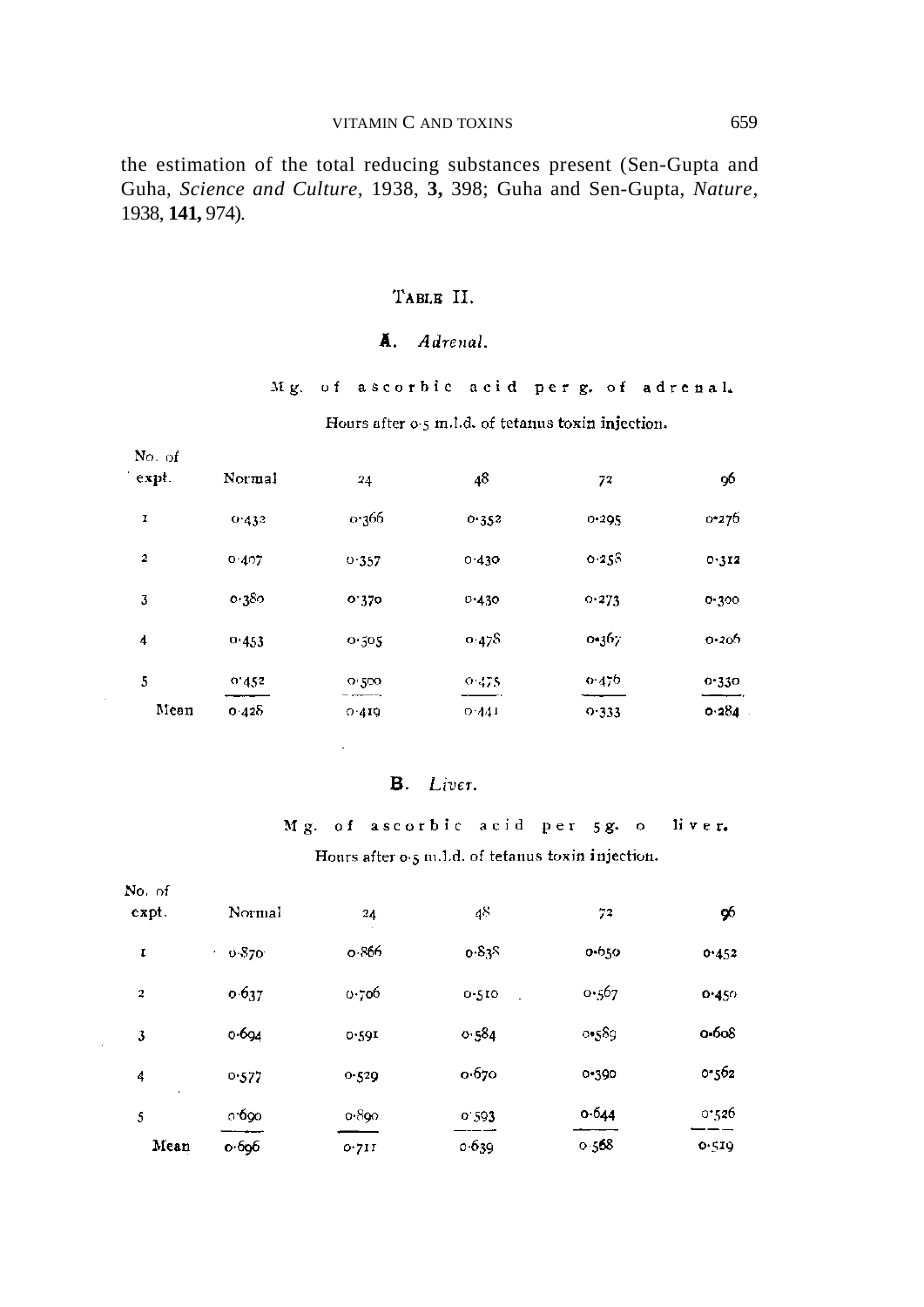the estimation of the total reducing substances present (Sen-Gupta and Guha, *Science and Culture*, 1938, **3,** 398; Guha and Sen-Gupta, *Nature*, 1938, **141,** 974).

## Table II.

### A. *Adrenal.*

Mg. of ascorbic acid per g. of adrenal.

Hours after 0·5 m.l.d. of tetanus toxin injection.

| No. of expt. | Normal | 24 | 48 | 72 | 96 |
|---|---|---|---|---|---|
| 1 | 0·432 | 0·366 | 0·352 | 0·295 | 0·276 |
| 2 | 0·407 | 0·357 | 0·430 | 0·258 | 0·312 |
| 3 | 0·380 | 0·370 | 0·430 | 0·273 | 0·300 |
| 4 | 0·453 | 0·505 | 0·478 | 0·367 | 0·206 |
| 5 | 0·452 | 0·500 | 0·475 | 0·476 | 0·330 |
| Mean | 0·428 | 0·419 | 0·441 | 0·333 | 0·284 |

### B. *Liver.*

Mg. of ascorbic acid per 5 g. of liver.

Hours after 0·5 m.l.d. of tetanus toxin injection.

| No. of expt. | Normal | 24 | 48 | 72 | 96 |
|---|---|---|---|---|---|
| 1 | 0·870 | 0·866 | 0·838 | 0·650 | 0·452 |
| 2 | 0·637 | 0·706 | 0·510 | 0·567 | 0·450 |
| 3 | 0·694 | 0·591 | 0·584 | 0·589 | 0·608 |
| 4 | 0·577 | 0·529 | 0·670 | 0·390 | 0·562 |
| 5 | 0·690 | 0·890 | 0·593 | 0·644 | 0·526 |
| Mean | 0·696 | 0·711 | 0·639 | 0·568 | 0·519 |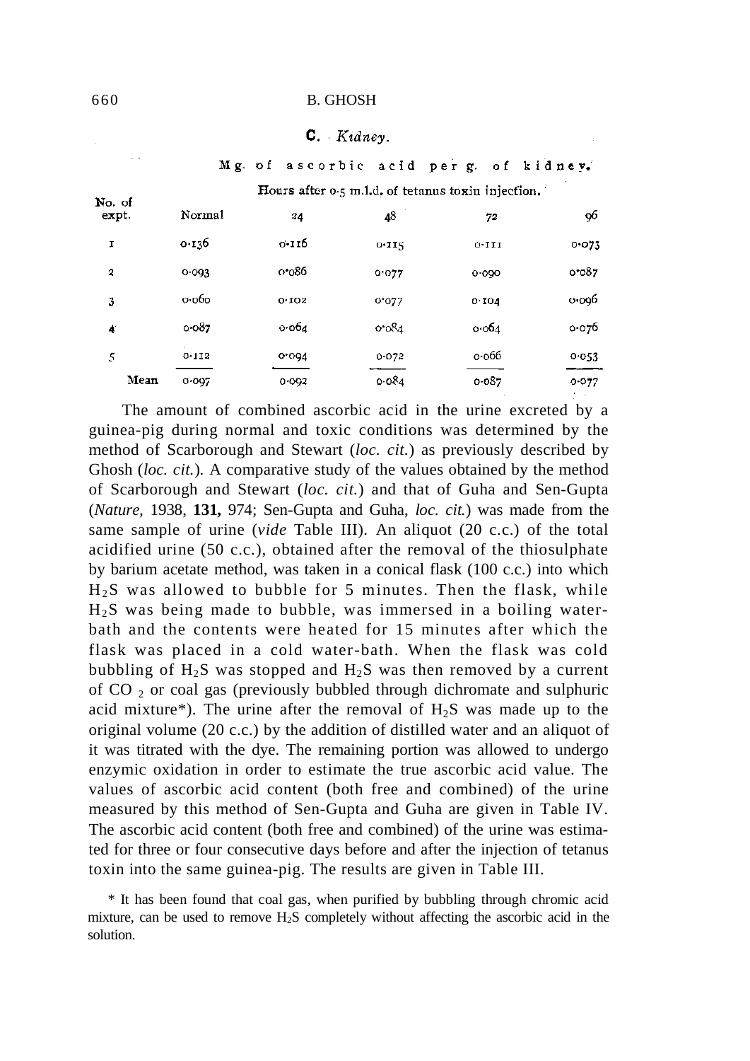C. *Kidney.*

| No. of expt. | Mg. of ascorbic acid per g. of kidney. | | | | |
|---|---|---|---|---|---|
| | | Hours after 0·5 m.l.d. of tetanus toxin injection. | | | |
| | Normal | 24 | 48 | 72 | 96 |
| 1 | 0·136 | 0·116 | 0·115 | 0·111 | 0·073 |
| 2 | 0·093 | 0·086 | 0·077 | 0·090 | 0·087 |
| 3 | 0·060 | 0·102 | 0·077 | 0·104 | 0·096 |
| 4 | 0·087 | 0·064 | 0·084 | 0·064 | 0·076 |
| 5 | 0·112 | 0·094 | 0·072 | 0·066 | 0·053 |
| Mean | 0·097 | 0·092 | 0·084 | 0·087 | 0·077 |

The amount of combined ascorbic acid in the urine excreted by a guinea-pig during normal and toxic conditions was determined by the method of Scarborough and Stewart (*loc. cit.*) as previously described by Ghosh (*loc. cit.*). A comparative study of the values obtained by the method of Scarborough and Stewart (*loc. cit.*) and that of Guha and Sen-Gupta (*Nature*, 1938, **131,** 974; Sen-Gupta and Guha, *loc. cit.*) was made from the same sample of urine (*vide* Table III). An aliquot (20 c.c.) of the total acidified urine (50 c.c.), obtained after the removal of the thiosulphate by barium acetate method, was taken in a conical flask (100 c.c.) into which $H_2S$ was allowed to bubble for 5 minutes. Then the flask, while $H_2S$ was being made to bubble, was immersed in a boiling water-bath and the contents were heated for 15 minutes after which the flask was placed in a cold water-bath. When the flask was cold bubbling of $H_2S$ was stopped and $H_2S$ was then removed by a current of $CO_2$ or coal gas (previously bubbled through dichromate and sulphuric acid mixture*). The urine after the removal of $H_2S$ was made up to the original volume (20 c.c.) by the addition of distilled water and an aliquot of it was titrated with the dye. The remaining portion was allowed to undergo enzymic oxidation in order to estimate the true ascorbic acid value. The values of ascorbic acid content (both free and combined) of the urine measured by this method of Sen-Gupta and Guha are given in Table IV. The ascorbic acid content (both free and combined) of the urine was estimated for three or four consecutive days before and after the injection of tetanus toxin into the same guinea-pig. The results are given in Table III.

\* It has been found that coal gas, when purified by bubbling through chromic acid mixture, can be used to remove $H_2S$ completely without affecting the ascorbic acid in the solution.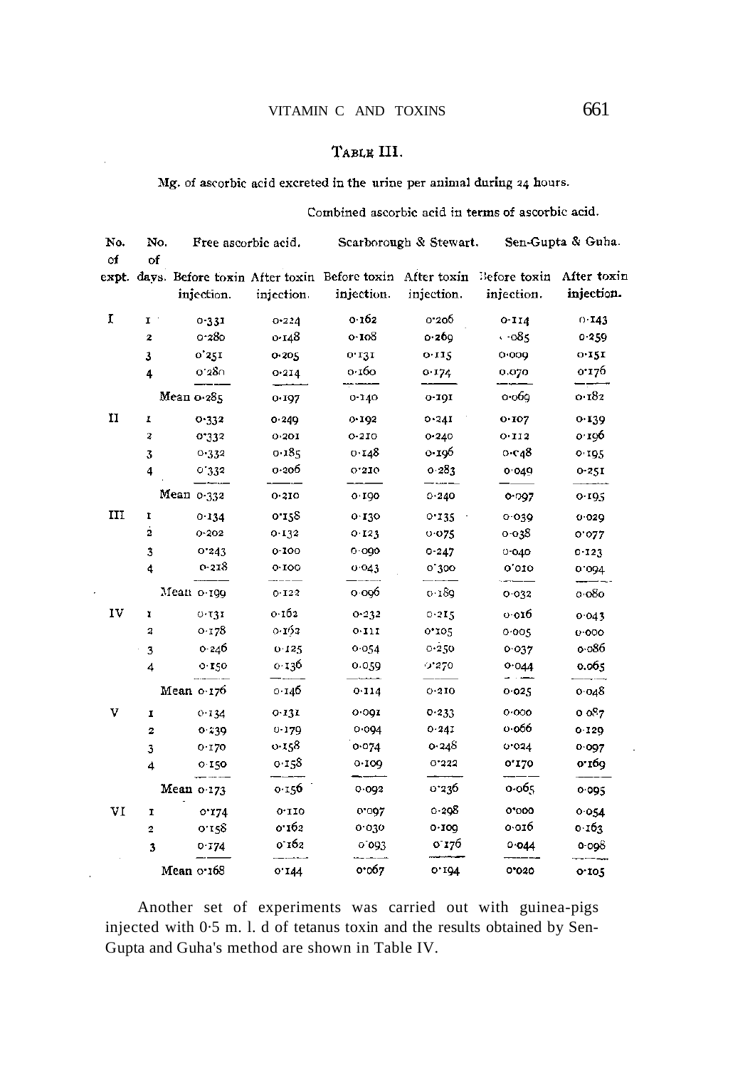# TABLE III.

Mg. of ascorbic acid excreted in the urine per animal during 24 hours.

| No. of expt. | No. of days. | Free ascorbic acid. | | Combined ascorbic acid in terms of ascorbic acid. Scarborough & Stewart. | | Sen-Gupta & Guha. | |
|---|---|---|---|---|---|---|---|
| | | Before toxin injection. | After toxin injection. | Before toxin injection. | After toxin injection. | Before toxin injection. | After toxin injection. |
| I | 1 | 0·331 | 0·224 | 0·162 | 0·206 | 0·114 | 0·143 |
| | 2 | 0·280 | 0·148 | 0·108 | 0·269 | ·085 | 0·259 |
| | 3 | 0·251 | 0·205 | 0·131 | 0·115 | 0·009 | 0·151 |
| | 4 | 0·280 | 0·214 | 0·160 | 0·174 | 0.070 | 0·176 |
| | Mean | 0·285 | 0·197 | 0·140 | 0·191 | 0·069 | 0·182 |
| II | 1 | 0·332 | 0·249 | 0·192 | 0·241 | 0·107 | 0·139 |
| | 2 | 0·332 | 0·201 | 0·210 | 0·240 | 0·112 | 0·196 |
| | 3 | 0·332 | 0·185 | 0·148 | 0·196 | 0·048 | 0·195 |
| | 4 | 0·332 | 0·206 | 0·210 | 0·283 | 0·049 | 0·251 |
| | Mean | 0·332 | 0·210 | 0·190 | 0·240 | 0·097 | 0·195 |
| III | 1 | 0·134 | 0·158 | 0·130 | 0·135 | 0·039 | 0·029 |
| | 2 | 0·202 | 0·132 | 0·123 | 0·075 | 0·038 | 0·077 |
| | 3 | 0·243 | 0·100 | 0·090 | 0·247 | 0·040 | 0·123 |
| | 4 | 0·218 | 0·100 | 0·043 | 0·300 | 0·010 | 0·094 |
| | Mean | 0·199 | 0·122 | 0·096 | 0·189 | 0·032 | 0·080 |
| IV | 1 | 0·131 | 0·162 | 0·232 | 0·215 | 0·016 | 0·043 |
| | 2 | 0·178 | 0·162 | 0·111 | 0·105 | 0·005 | 0·000 |
| | 3 | 0·246 | 0·125 | 0·054 | 0·250 | 0·037 | 0·086 |
| | 4 | 0·150 | 0·136 | 0.059 | 0·270 | 0·044 | 0.065 |
| | Mean | 0·176 | 0·146 | 0·114 | 0·210 | 0·025 | 0·048 |
| V | 1 | 0·134 | 0·131 | 0·091 | 0·233 | 0·000 | 0·087 |
| | 2 | 0·239 | 0·179 | 0·094 | 0·241 | 0·066 | 0·129 |
| | 3 | 0·170 | 0·158 | 0·074 | 0·248 | 0·024 | 0·097 |
| | 4 | 0·150 | 0·158 | 0·109 | 0·222 | 0·170 | 0·169 |
| | Mean | 0·173 | 0·156 | 0·092 | 0·236 | 0·065 | 0·095 |
| VI | 1 | 0·174 | 0·110 | 0·097 | 0·298 | 0·000 | 0·054 |
| | 2 | 0·158 | 0·162 | 0·030 | 0·109 | 0·016 | 0·163 |
| | 3 | 0·174 | 0·162 | 0·093 | 0·176 | 0·044 | 0·098 |
| | Mean | 0·168 | 0·144 | 0·067 | 0·194 | 0·020 | 0·105 |

Another set of experiments was carried out with guinea-pigs injected with 0·5 m. l. d of tetanus toxin and the results obtained by Sen-Gupta and Guha's method are shown in Table IV.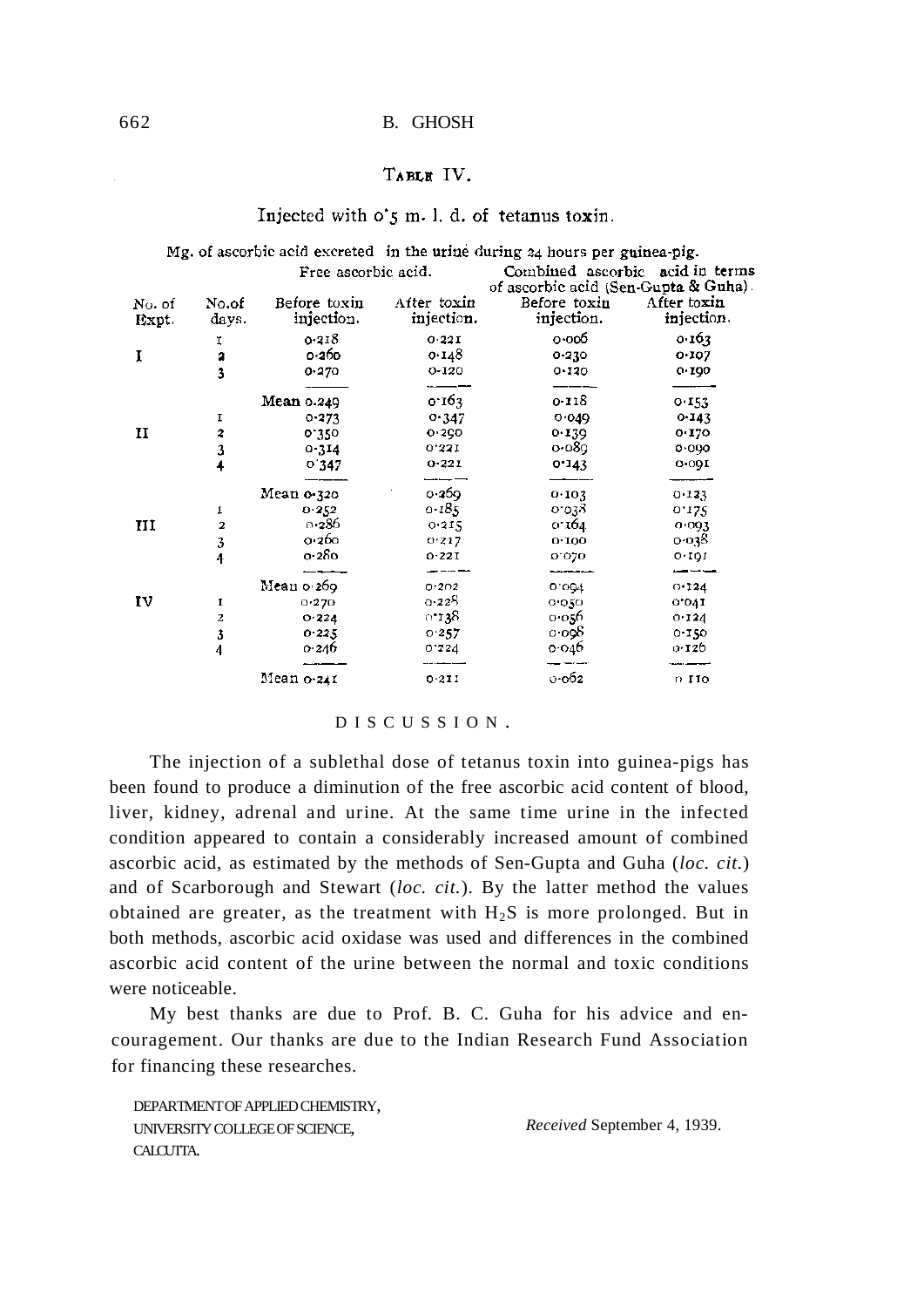## TABLE IV.

Injected with 0·5 m. l. d. of tetanus toxin.

Mg. of ascorbic acid excreted in the urine during 24 hours per guinea-pig.

| No. of Expt. | No. of days. | Free ascorbic acid. Before toxin injection. | After toxin injection. | Combined ascorbic acid in terms of ascorbic acid (Sen-Gupta & Guha). Before toxin injection. | After toxin injection. |
|---|---|---|---|---|---|
| I | 1 | 0·218 | 0·221 | 0·006 | 0·163 |
| | 2 | 0·260 | 0·148 | 0·230 | 0·107 |
| | 3 | 0·270 | 0·120 | 0·120 | 0·190 |
| | | Mean 0·249 | 0·163 | 0·118 | 0·153 |
| II | 1 | 0·273 | 0·347 | 0·049 | 0·143 |
| | 2 | 0·350 | 0·290 | 0·139 | 0·170 |
| | 3 | 0·314 | 0·221 | 0·089 | 0·090 |
| | 4 | 0·347 | 0·221 | 0·143 | 0·091 |
| | | Mean 0·320 | 0·269 | 0·103 | 0·123 |
| III | 1 | 0·252 | 0·185 | 0·038 | 0·175 |
| | 2 | 0·286 | 0·215 | 0·164 | 0·093 |
| | 3 | 0·260 | 0·217 | 0·100 | 0·038 |
| | 4 | 0·280 | 0·221 | 0·070 | 0·191 |
| | | Mean 0·269 | 0·202 | 0·094 | 0·124 |
| IV | 1 | 0·270 | 0·228 | 0·050 | 0·041 |
| | 2 | 0·224 | 0·138 | 0·056 | 0·124 |
| | 3 | 0·225 | 0·257 | 0·098 | 0·150 |
| | 4 | 0·246 | 0·224 | 0·046 | 0·126 |
| | | Mean 0·241 | 0·211 | 0·062 | 0·110 |

## DISCUSSION.

The injection of a sublethal dose of tetanus toxin into guinea-pigs has been found to produce a diminution of the free ascorbic acid content of blood, liver, kidney, adrenal and urine. At the same time urine in the infected condition appeared to contain a considerably increased amount of combined ascorbic acid, as estimated by the methods of Sen-Gupta and Guha (*loc. cit.*) and of Scarborough and Stewart (*loc. cit.*). By the latter method the values obtained are greater, as the treatment with $H_2S$ is more prolonged. But in both methods, ascorbic acid oxidase was used and differences in the combined ascorbic acid content of the urine between the normal and toxic conditions were noticeable.

My best thanks are due to Prof. B. C. Guha for his advice and encouragement. Our thanks are due to the Indian Research Fund Association for financing these researches.

DEPARTMENT OF APPLIED CHEMISTRY,
UNIVERSITY COLLEGE OF SCIENCE,
CALCUTTA.

*Received* September 4, 1939.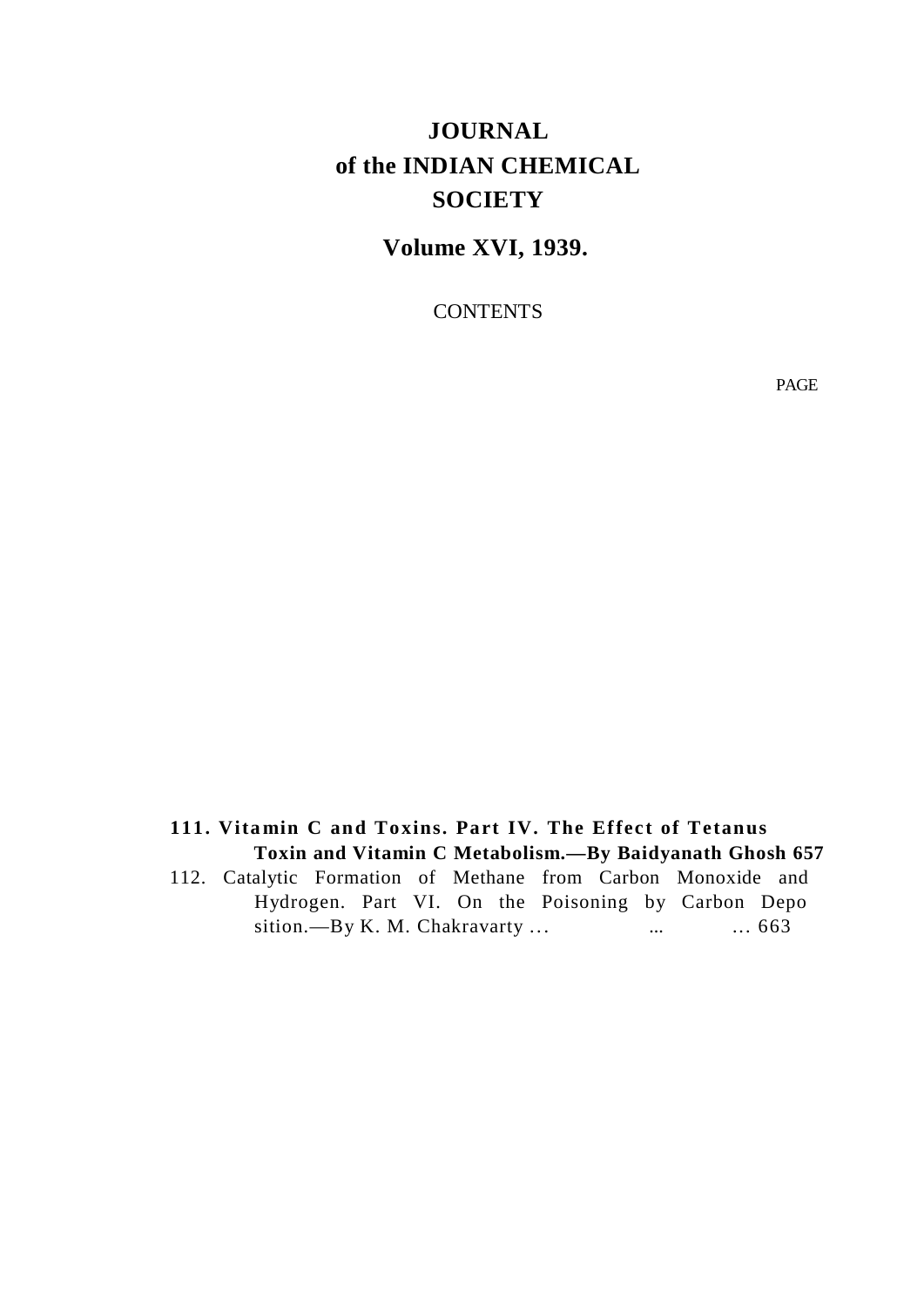# JOURNAL
# of the INDIAN CHEMICAL
# SOCIETY

## Volume XVI, 1939.

CONTENTS

PAGE

**111. Vitamin C and Toxins. Part IV. The Effect of Tetanus Toxin and Vitamin C Metabolism.—By Baidyanath Ghosh 657**

112. Catalytic Formation of Methane from Carbon Monoxide and Hydrogen. Part VI. On the Poisoning by Carbon Depo sition.—By K. M. Chakravarty ... ... ... 663